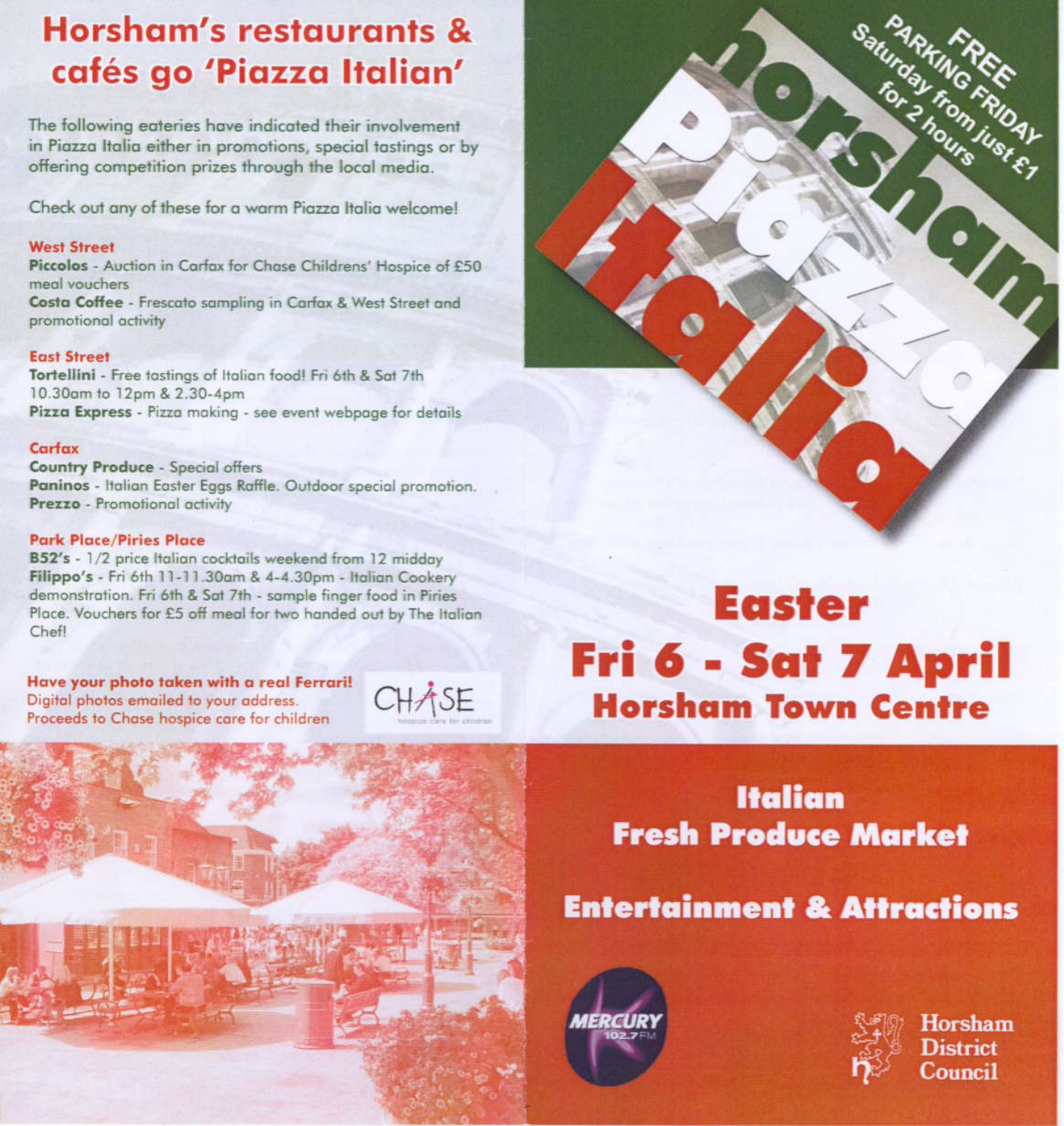# Horsham's restaurants & cafés go 'Piazza Italian'

The following eateries have indicated their involvement in Piazza Italia either in promotions, special tastings or by offering competition prizes through the local media.

Check out any of these for a warm Piazza Italia welcome!

### West Street

**Piccolos** - Auction in Carfax for Chase Childrens' Hospice of £50 meal vouchers

**Costa Coffee** - Frescato sampling in Carfax & West Street and promotional activity

### East Street

**Tortellini** - Free tastings of Italian food! Fri 6th & Sat 7th 10.30am to 12pm & 2.30-4pm

**Pizza Express** - Pizza making - see event webpage for details

### Carfax

**Country Produce** - Special offers

**Paninos** - Italian Easter Eggs Raffle. Outdoor special promotion.

**Prezzo** - Promotional activity

### Park Place/Piries Place

**B52's** - 1/2 price Italian cocktails weekend from 12 midday

**Filippo's** - Fri 6th 11-11.30am & 4-4.30pm - Italian Cookery demonstration. Fri 6th & Sat 7th - sample finger food in Piries Place. Vouchers for £5 off meal for two handed out by The Italian Chef!

**Have your photo taken with a real Ferrari!**
Digital photos emailed to your address.
Proceeds to Chase hospice care for children

CHASE

# Horsham Piazza Italia

FREE PARKING FRIDAY
Saturday from just £1 for 2 hours

## Easter
## Fri 6 - Sat 7 April
## Horsham Town Centre

## Italian Fresh Produce Market

## Entertainment & Attractions

MERCURY 102.7FM

Horsham District Council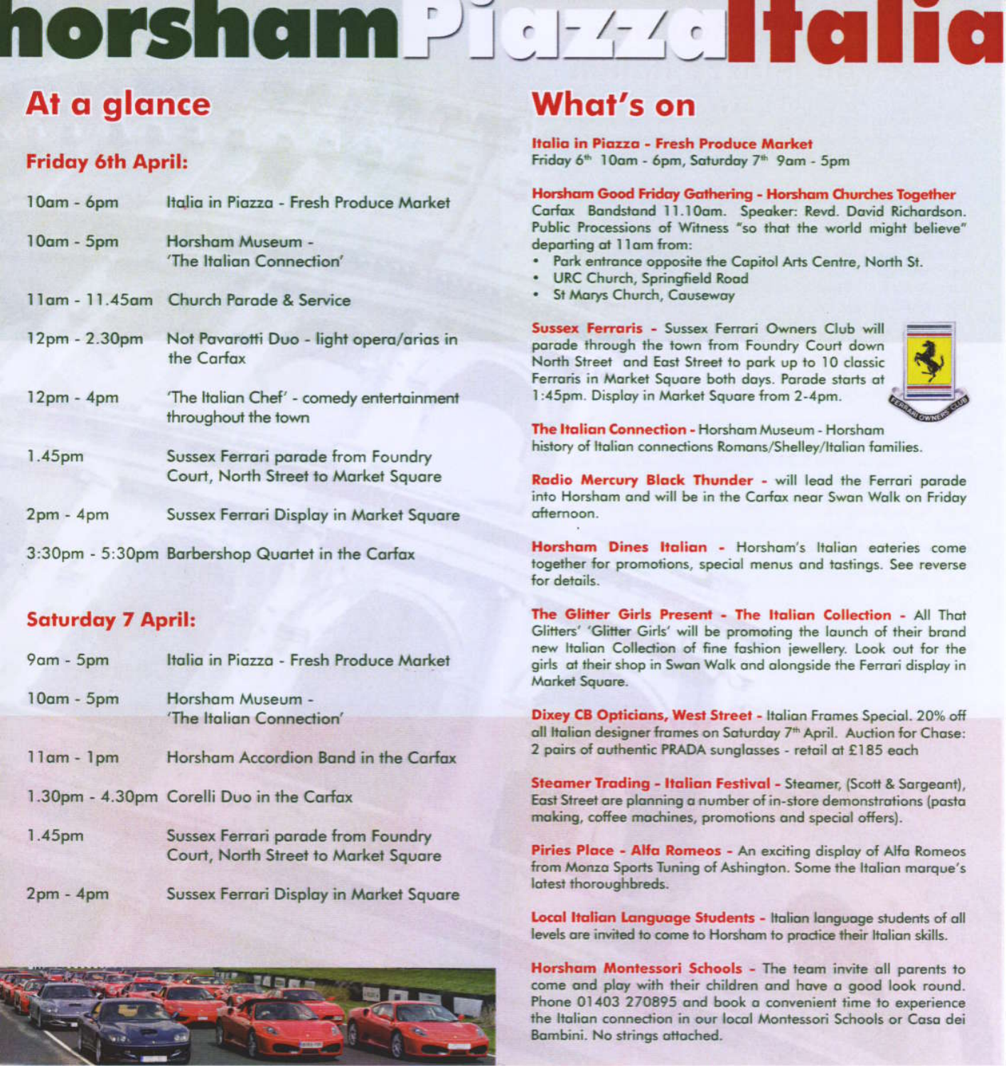# horsham Piazza Italia

## At a glance

### Friday 6th April:

| | |
|---|---|
| 10am - 6pm | Italia in Piazza - Fresh Produce Market |
| 10am - 5pm | Horsham Museum - 'The Italian Connection' |
| 11am - 11.45am | Church Parade & Service |
| 12pm - 2.30pm | Not Pavarotti Duo - light opera/arias in the Carfax |
| 12pm - 4pm | 'The Italian Chef' - comedy entertainment throughout the town |
| 1.45pm | Sussex Ferrari parade from Foundry Court, North Street to Market Square |
| 2pm - 4pm | Sussex Ferrari Display in Market Square |
| 3:30pm - 5:30pm | Barbershop Quartet in the Carfax |

### Saturday 7 April:

| | |
|---|---|
| 9am - 5pm | Italia in Piazza - Fresh Produce Market |
| 10am - 5pm | Horsham Museum - 'The Italian Connection' |
| 11am - 1pm | Horsham Accordion Band in the Carfax |
| 1.30pm - 4.30pm | Corelli Duo in the Carfax |
| 1.45pm | Sussex Ferrari parade from Foundry Court, North Street to Market Square |
| 2pm - 4pm | Sussex Ferrari Display in Market Square |

## What's on

**Italia in Piazza - Fresh Produce Market**
Friday 6th 10am - 6pm, Saturday 7th 9am - 5pm

**Horsham Good Friday Gathering - Horsham Churches Together**
Carfax Bandstand 11.10am. Speaker: Revd. David Richardson. Public Processions of Witness "so that the world might believe" departing at 11am from:

- Park entrance opposite the Capitol Arts Centre, North St.
- URC Church, Springfield Road
- St Marys Church, Causeway

**Sussex Ferraris** - Sussex Ferrari Owners Club will parade through the town from Foundry Court down North Street and East Street to park up to 10 classic Ferraris in Market Square both days. Parade starts at 1:45pm. Display in Market Square from 2-4pm.

**The Italian Connection** - Horsham Museum - Horsham history of Italian connections Romans/Shelley/Italian families.

**Radio Mercury Black Thunder** - will lead the Ferrari parade into Horsham and will be in the Carfax near Swan Walk on Friday afternoon.

**Horsham Dines Italian** - Horsham's Italian eateries come together for promotions, special menus and tastings. See reverse for details.

**The Glitter Girls Present - The Italian Collection** - All That Glitters' 'Glitter Girls' will be promoting the launch of their brand new Italian Collection of fine fashion jewellery. Look out for the girls at their shop in Swan Walk and alongside the Ferrari display in Market Square.

**Dixey CB Opticians, West Street** - Italian Frames Special. 20% off all Italian designer frames on Saturday 7th April. Auction for Chase: 2 pairs of authentic PRADA sunglasses - retail at £185 each

**Steamer Trading - Italian Festival** - Steamer, (Scott & Sargeant), East Street are planning a number of in-store demonstrations (pasta making, coffee machines, promotions and special offers).

**Piries Place - Alfa Romeos** - An exciting display of Alfa Romeos from Monza Sports Tuning of Ashington. Some the Italian marque's latest thoroughbreds.

**Local Italian Language Students** - Italian language students of all levels are invited to come to Horsham to practice their Italian skills.

**Horsham Montessori Schools** - The team invite all parents to come and play with their children and have a good look round. Phone 01403 270895 and book a convenient time to experience the Italian connection in our local Montessori Schools or Casa dei Bambini. No strings attached.